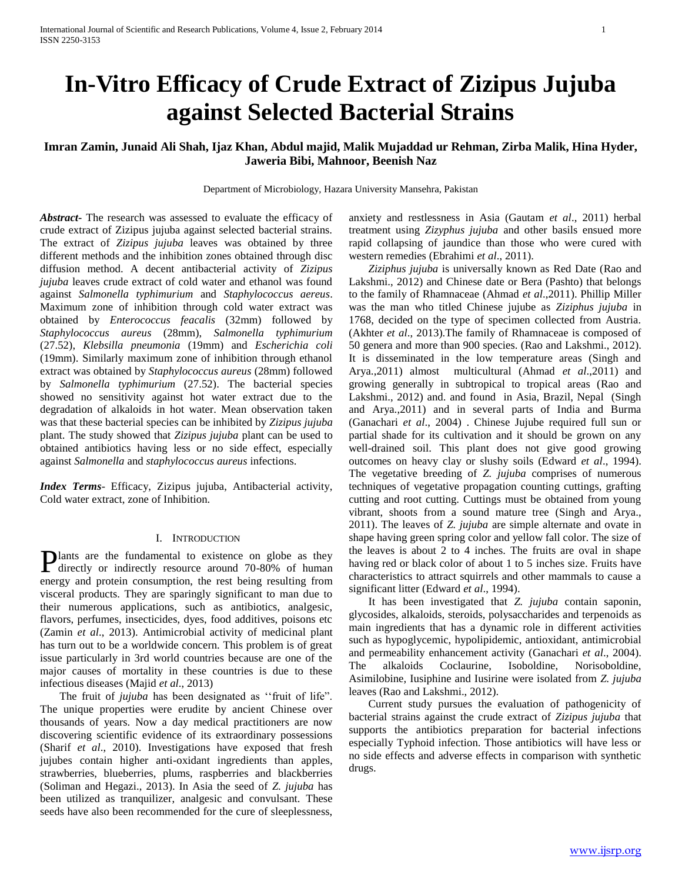# In-Vitro Efficacy of Crude Extract of Zizipus Jujuba against Selected Bacterial Strains

**Imran Zamin, Junaid Ali Shah, Ijaz Khan, Abdul majid, Malik Mujaddad ur Rehman, Zirba Malik, Hina Hyder, Jaweria Bibi, Mahnoor, Beenish Naz**

Department of Microbiology, Hazara University Mansehra, Pakistan

***Abstract*****-** The research was assessed to evaluate the efficacy of crude extract of Zizipus jujuba against selected bacterial strains. The extract of *Zizipus jujuba* leaves was obtained by three different methods and the inhibition zones obtained through disc diffusion method. A decent antibacterial activity of *Zizipus jujuba* leaves crude extract of cold water and ethanol was found against *Salmonella typhimurium* and *Staphylococcus aereus*. Maximum zone of inhibition through cold water extract was obtained by *Enterococcus feacalis* (32mm) followed by *Staphylococcus aureus* (28mm), *Salmonella typhimurium* (27.52), *Klebsilla pneumonia* (19mm) and *Escherichia coli* (19mm). Similarly maximum zone of inhibition through ethanol extract was obtained by *Staphylococcus aureus* (28mm) followed by *Salmonella typhimurium* (27.52). The bacterial species showed no sensitivity against hot water extract due to the degradation of alkaloids in hot water. Mean observation taken was that these bacterial species can be inhibited by *Zizipus jujuba* plant. The study showed that *Zizipus jujuba* plant can be used to obtained antibiotics having less or no side effect, especially against *Salmonella* and *staphylococcus aureus* infections.

***Index Terms***- Efficacy, Zizipus jujuba, Antibacterial activity, Cold water extract, zone of Inhibition.

## I. Introduction

Plants are the fundamental to existence on globe as they directly or indirectly resource around 70-80% of human energy and protein consumption, the rest being resulting from visceral products. They are sparingly significant to man due to their numerous applications, such as antibiotics, analgesic, flavors, perfumes, insecticides, dyes, food additives, poisons etc (Zamin *et al*., 2013). Antimicrobial activity of medicinal plant has turn out to be a worldwide concern. This problem is of great issue particularly in 3rd world countries because are one of the major causes of mortality in these countries is due to these infectious diseases (Majid *et al*., 2013)

The fruit of *jujuba* has been designated as ''fruit of life". The unique properties were erudite by ancient Chinese over thousands of years. Now a day medical practitioners are now discovering scientific evidence of its extraordinary possessions (Sharif *et al*., 2010). Investigations have exposed that fresh jujubes contain higher anti-oxidant ingredients than apples, strawberries, blueberries, plums, raspberries and blackberries (Soliman and Hegazi., 2013). In Asia the seed of *Z. jujuba* has been utilized as tranquilizer, analgesic and convulsant. These seeds have also been recommended for the cure of sleeplessness, anxiety and restlessness in Asia (Gautam *et al*., 2011) herbal treatment using *Zizyphus jujuba* and other basils ensued more rapid collapsing of jaundice than those who were cured with western remedies (Ebrahimi *et al*., 2011).

*Ziziphus jujuba* is universally known as Red Date (Rao and Lakshmi., 2012) and Chinese date or Bera (Pashto) that belongs to the family of Rhamnaceae (Ahmad *et al*.,2011). Phillip Miller was the man who titled Chinese jujube as *Ziziphus jujuba* in 1768, decided on the type of specimen collected from Austria. (Akhter *et al*., 2013).The family of Rhamnaceae is composed of 50 genera and more than 900 species. (Rao and Lakshmi., 2012). It is disseminated in the low temperature areas (Singh and Arya.,2011) almost multicultural (Ahmad *et al*.,2011) and growing generally in subtropical to tropical areas (Rao and Lakshmi., 2012) and. and found in Asia, Brazil, Nepal (Singh and Arya.,2011) and in several parts of India and Burma (Ganachari *et al*., 2004) . Chinese Jujube required full sun or partial shade for its cultivation and it should be grown on any well-drained soil. This plant does not give good growing outcomes on heavy clay or slushy soils (Edward *et al*., 1994). The vegetative breeding of *Z. jujuba* comprises of numerous techniques of vegetative propagation counting cuttings, grafting cutting and root cutting. Cuttings must be obtained from young vibrant, shoots from a sound mature tree (Singh and Arya., 2011). The leaves of *Z. jujuba* are simple alternate and ovate in shape having green spring color and yellow fall color. The size of the leaves is about 2 to 4 inches. The fruits are oval in shape having red or black color of about 1 to 5 inches size. Fruits have characteristics to attract squirrels and other mammals to cause a significant litter (Edward *et al*., 1994).

It has been investigated that *Z. jujuba* contain saponin, glycosides, alkaloids, steroids, polysaccharides and terpenoids as main ingredients that has a dynamic role in different activities such as hypoglycemic, hypolipidemic, antioxidant, antimicrobial and permeability enhancement activity (Ganachari *et al*., 2004). The alkaloids Coclaurine, Isoboldine, Norisoboldine, Asimilobine, Iusiphine and Iusirine were isolated from *Z. jujuba* leaves (Rao and Lakshmi., 2012).

Current study pursues the evaluation of pathogenicity of bacterial strains against the crude extract of *Zizipus jujuba* that supports the antibiotics preparation for bacterial infections especially Typhoid infection. Those antibiotics will have less or no side effects and adverse effects in comparison with synthetic drugs.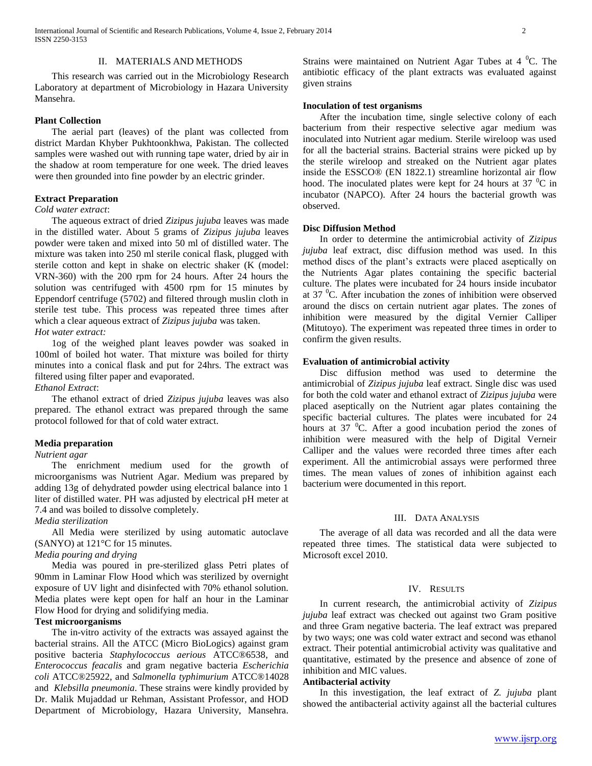## II. MATERIALS AND METHODS

This research was carried out in the Microbiology Research Laboratory at department of Microbiology in Hazara University Mansehra.

### Plant Collection

The aerial part (leaves) of the plant was collected from district Mardan Khyber Pukhtoonkhwa, Pakistan. The collected samples were washed out with running tape water, dried by air in the shadow at room temperature for one week. The dried leaves were then grounded into fine powder by an electric grinder.

### Extract Preparation

*Cold water extract*:

The aqueous extract of dried *Zizipus jujuba* leaves was made in the distilled water. About 5 grams of *Zizipus jujuba* leaves powder were taken and mixed into 50 ml of distilled water. The mixture was taken into 250 ml sterile conical flask, plugged with sterile cotton and kept in shake on electric shaker (K (model: VRN-360) with the 200 rpm for 24 hours. After 24 hours the solution was centrifuged with 4500 rpm for 15 minutes by Eppendorf centrifuge (5702) and filtered through muslin cloth in sterile test tube. This process was repeated three times after which a clear aqueous extract of *Zizipus jujuba* was taken.

*Hot water extract:*

1og of the weighed plant leaves powder was soaked in 100ml of boiled hot water. That mixture was boiled for thirty minutes into a conical flask and put for 24hrs. The extract was filtered using filter paper and evaporated.

*Ethanol Extract*:

The ethanol extract of dried *Zizipus jujuba* leaves was also prepared. The ethanol extract was prepared through the same protocol followed for that of cold water extract.

### Media preparation

*Nutrient agar*

The enrichment medium used for the growth of microorganisms was Nutrient Agar. Medium was prepared by adding 13g of dehydrated powder using electrical balance into 1 liter of distilled water. PH was adjusted by electrical pH meter at 7.4 and was boiled to dissolve completely.

*Media sterilization*

All Media were sterilized by using automatic autoclave (SANYO) at 121°C for 15 minutes.

*Media pouring and drying*

Media was poured in pre-sterilized glass Petri plates of 90mm in Laminar Flow Hood which was sterilized by overnight exposure of UV light and disinfected with 70% ethanol solution. Media plates were kept open for half an hour in the Laminar Flow Hood for drying and solidifying media.

### Test microorganisms

The in-vitro activity of the extracts was assayed against the bacterial strains. All the ATCC (Micro BioLogics) against gram positive bacteria *Staphylococcus aerious* ATCC®6538, and *Enterococcus feacalis* and gram negative bacteria *Escherichia coli* ATCC®25922, and *Salmonella typhimurium* ATCC®14028 and *Klebsilla pneumonia*. These strains were kindly provided by Dr. Malik Mujaddad ur Rehman, Assistant Professor, and HOD Department of Microbiology, Hazara University, Mansehra. Strains were maintained on Nutrient Agar Tubes at 4 $^0$C. The antibiotic efficacy of the plant extracts was evaluated against given strains

### Inoculation of test organisms

After the incubation time, single selective colony of each bacterium from their respective selective agar medium was inoculated into Nutrient agar medium. Sterile wireloop was used for all the bacterial strains. Bacterial strains were picked up by the sterile wireloop and streaked on the Nutrient agar plates inside the ESSCO® (EN 1822.1) streamline horizontal air flow hood. The inoculated plates were kept for 24 hours at 37 $^0$C in incubator (NAPCO). After 24 hours the bacterial growth was observed.

### Disc Diffusion Method

In order to determine the antimicrobial activity of *Zizipus jujuba* leaf extract, disc diffusion method was used. In this method discs of the plant's extracts were placed aseptically on the Nutrients Agar plates containing the specific bacterial culture. The plates were incubated for 24 hours inside incubator at 37 $^0$C. After incubation the zones of inhibition were observed around the discs on certain nutrient agar plates. The zones of inhibition were measured by the digital Vernier Calliper (Mitutoyo). The experiment was repeated three times in order to confirm the given results.

### Evaluation of antimicrobial activity

Disc diffusion method was used to determine the antimicrobial of *Zizipus jujuba* leaf extract. Single disc was used for both the cold water and ethanol extract of *Zizipus jujuba* were placed aseptically on the Nutrient agar plates containing the specific bacterial cultures. The plates were incubated for 24 hours at 37 $^0$C. After a good incubation period the zones of inhibition were measured with the help of Digital Verneir Calliper and the values were recorded three times after each experiment. All the antimicrobial assays were performed three times. The mean values of zones of inhibition against each bacterium were documented in this report.

## III. DATA ANALYSIS

The average of all data was recorded and all the data were repeated three times. The statistical data were subjected to Microsoft excel 2010.

## IV. RESULTS

In current research, the antimicrobial activity of *Zizipus jujuba* leaf extract was checked out against two Gram positive and three Gram negative bacteria. The leaf extract was prepared by two ways; one was cold water extract and second was ethanol extract. Their potential antimicrobial activity was qualitative and quantitative, estimated by the presence and absence of zone of inhibition and MIC values.

### Antibacterial activity

In this investigation, the leaf extract of *Z. jujuba* plant showed the antibacterial activity against all the bacterial cultures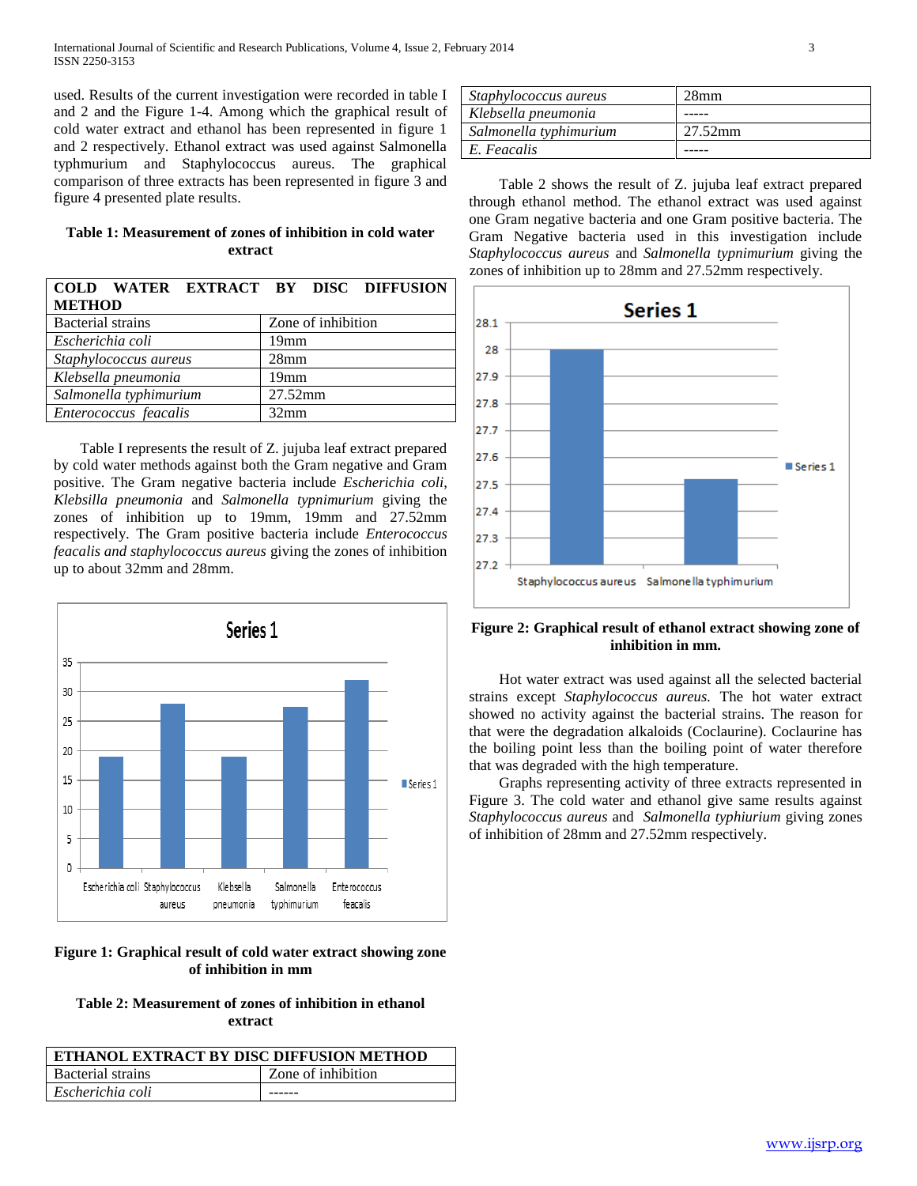used. Results of the current investigation were recorded in table I and 2 and the Figure 1-4. Among which the graphical result of cold water extract and ethanol has been represented in figure 1 and 2 respectively. Ethanol extract was used against Salmonella typhmurium and Staphylococcus aureus. The graphical comparison of three extracts has been represented in figure 3 and figure 4 presented plate results.

**Table 1: Measurement of zones of inhibition in cold water extract**

| COLD WATER EXTRACT BY DISC DIFFUSION METHOD | |
|---|---|
| Bacterial strains | Zone of inhibition |
| *Escherichia coli* | 19mm |
| *Staphylococcus aureus* | 28mm |
| *Klebsella pneumonia* | 19mm |
| *Salmonella typhimurium* | 27.52mm |
| *Enterococcus feacalis* | 32mm |

Table I represents the result of Z. jujuba leaf extract prepared by cold water methods against both the Gram negative and Gram positive. The Gram negative bacteria include *Escherichia coli, Klebsilla pneumonia* and *Salmonella typnimurium* giving the zones of inhibition up to 19mm, 19mm and 27.52mm respectively. The Gram positive bacteria include *Enterococcus feacalis and staphylococcus aureus* giving the zones of inhibition up to about 32mm and 28mm.

**Figure 1: Graphical result of cold water extract showing zone of inhibition in mm**

**Table 2: Measurement of zones of inhibition in ethanol extract**

| ETHANOL EXTRACT BY DISC DIFFUSION METHOD | |
|---|---|
| Bacterial strains | Zone of inhibition |
| *Escherichia coli* | ------ |
| *Staphylococcus aureus* | 28mm |
| *Klebsella pneumonia* | ----- |
| *Salmonella typhimurium* | 27.52mm |
| *E. Feacalis* | ----- |

Table 2 shows the result of Z. jujuba leaf extract prepared through ethanol method. The ethanol extract was used against one Gram negative bacteria and one Gram positive bacteria. The Gram Negative bacteria used in this investigation include *Staphylococcus aureus* and *Salmonella typnimurium* giving the zones of inhibition up to 28mm and 27.52mm respectively.

**Figure 2: Graphical result of ethanol extract showing zone of inhibition in mm.**

Hot water extract was used against all the selected bacterial strains except *Staphylococcus aureus.* The hot water extract showed no activity against the bacterial strains. The reason for that were the degradation alkaloids (Coclaurine). Coclaurine has the boiling point less than the boiling point of water therefore that was degraded with the high temperature.

Graphs representing activity of three extracts represented in Figure 3. The cold water and ethanol give same results against *Staphylococcus aureus* and *Salmonella typhiurium* giving zones of inhibition of 28mm and 27.52mm respectively.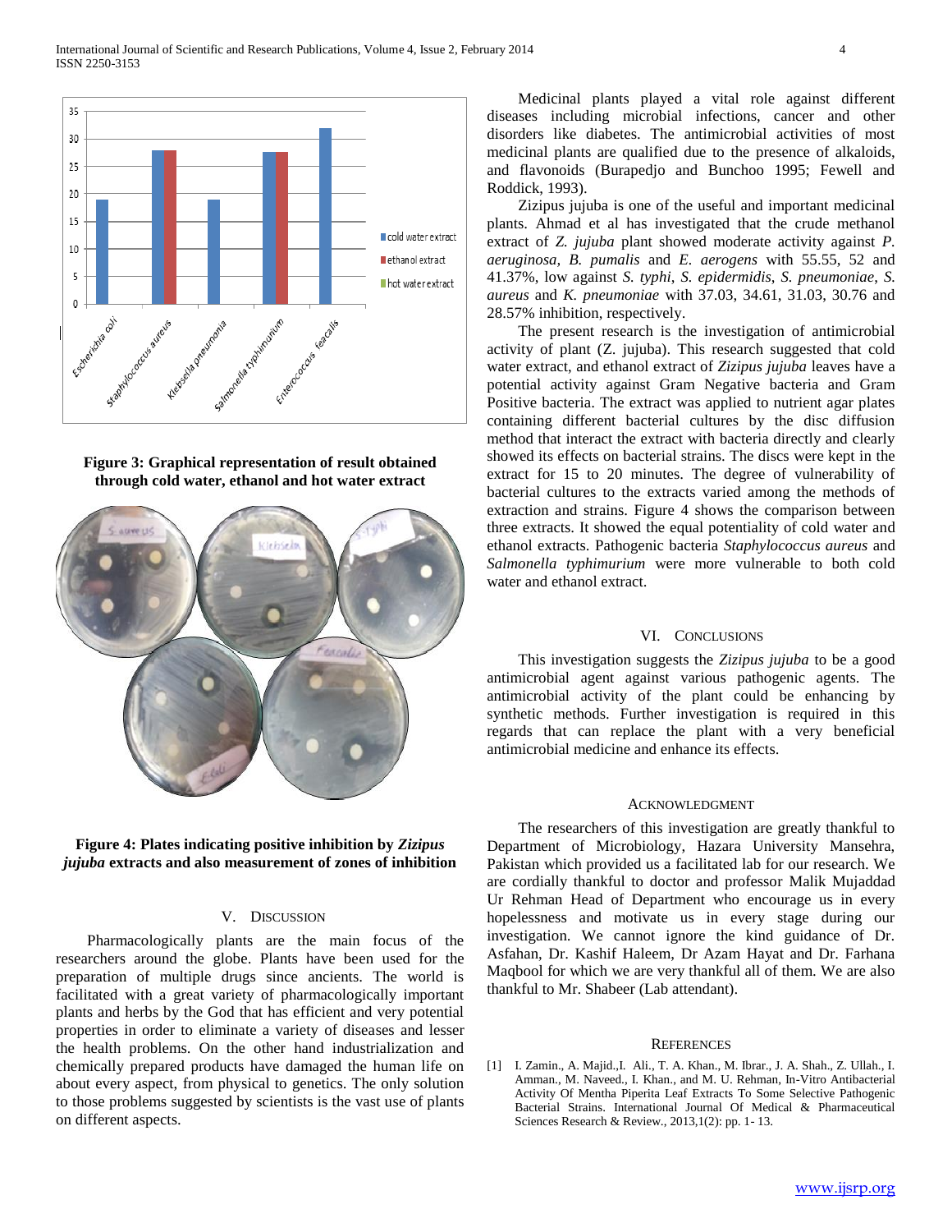**Figure 3: Graphical representation of result obtained through cold water, ethanol and hot water extract**

**Figure 4: Plates indicating positive inhibition by *Zizipus jujuba* extracts and also measurement of zones of inhibition**

## V. Discussion

Pharmacologically plants are the main focus of the researchers around the globe. Plants have been used for the preparation of multiple drugs since ancients. The world is facilitated with a great variety of pharmacologically important plants and herbs by the God that has efficient and very potential properties in order to eliminate a variety of diseases and lesser the health problems. On the other hand industrialization and chemically prepared products have damaged the human life on about every aspect, from physical to genetics. The only solution to those problems suggested by scientists is the vast use of plants on different aspects.

Medicinal plants played a vital role against different diseases including microbial infections, cancer and other disorders like diabetes. The antimicrobial activities of most medicinal plants are qualified due to the presence of alkaloids, and flavonoids (Burapedjo and Bunchoo 1995; Fewell and Roddick, 1993).

Zizipus jujuba is one of the useful and important medicinal plants. Ahmad et al has investigated that the crude methanol extract of *Z. jujuba* plant showed moderate activity against *P. aeruginosa*, *B. pumalis* and *E. aerogens* with 55.55, 52 and 41.37%, low against *S. typhi*, *S. epidermidis*, *S. pneumoniae*, *S. aureus* and *K. pneumoniae* with 37.03, 34.61, 31.03, 30.76 and 28.57% inhibition, respectively.

The present research is the investigation of antimicrobial activity of plant (Z. jujuba). This research suggested that cold water extract, and ethanol extract of *Zizipus jujuba* leaves have a potential activity against Gram Negative bacteria and Gram Positive bacteria. The extract was applied to nutrient agar plates containing different bacterial cultures by the disc diffusion method that interact the extract with bacteria directly and clearly showed its effects on bacterial strains. The discs were kept in the extract for 15 to 20 minutes. The degree of vulnerability of bacterial cultures to the extracts varied among the methods of extraction and strains. Figure 4 shows the comparison between three extracts. It showed the equal potentiality of cold water and ethanol extracts. Pathogenic bacteria *Staphylococcus aureus* and *Salmonella typhimurium* were more vulnerable to both cold water and ethanol extract.

## VI. Conclusions

This investigation suggests the *Zizipus jujuba* to be a good antimicrobial agent against various pathogenic agents. The antimicrobial activity of the plant could be enhancing by synthetic methods. Further investigation is required in this regards that can replace the plant with a very beneficial antimicrobial medicine and enhance its effects.

## Acknowledgment

The researchers of this investigation are greatly thankful to Department of Microbiology, Hazara University Mansehra, Pakistan which provided us a facilitated lab for our research. We are cordially thankful to doctor and professor Malik Mujaddad Ur Rehman Head of Department who encourage us in every hopelessness and motivate us in every stage during our investigation. We cannot ignore the kind guidance of Dr. Asfahan, Dr. Kashif Haleem, Dr Azam Hayat and Dr. Farhana Maqbool for which we are very thankful all of them. We are also thankful to Mr. Shabeer (Lab attendant).

## References

[1] I. Zamin., A. Majid.,I. Ali., T. A. Khan., M. Ibrar., J. A. Shah., Z. Ullah., I. Amman., M. Naveed., I. Khan., and M. U. Rehman, In-Vitro Antibacterial Activity Of Mentha Piperita Leaf Extracts To Some Selective Pathogenic Bacterial Strains. International Journal Of Medical & Pharmaceutical Sciences Research & Review., 2013,1(2): pp. 1- 13.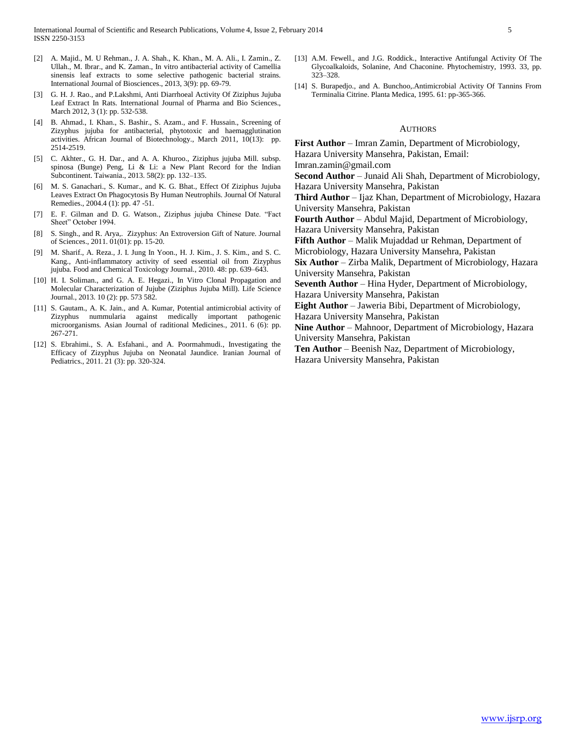[2] A. Majid., M. U Rehman., J. A. Shah., K. Khan., M. A. Ali., I. Zamin., Z. Ullah., M. Ibrar., and K. Zaman., In vitro antibacterial activity of Camellia sinensis leaf extracts to some selective pathogenic bacterial strains. International Journal of Biosciences., 2013, 3(9): pp. 69-79.

[3] G. H. J. Rao., and P.Lakshmi, Anti Diarrhoeal Activity Of Ziziphus Jujuba Leaf Extract In Rats. International Journal of Pharma and Bio Sciences., March 2012, 3 (1): pp. 532-538.

[4] B. Ahmad., I. Khan., S. Bashir., S. Azam., and F. Hussain., Screening of Zizyphus jujuba for antibacterial, phytotoxic and haemagglutination activities. African Journal of Biotechnology., March 2011, 10(13): pp. 2514-2519.

[5] C. Akhter., G. H. Dar., and A. A. Khuroo., Ziziphus jujuba Mill. subsp. spinosa (Bunge) Peng, Li & Li: a New Plant Record for the Indian Subcontinent. Taiwania., 2013. 58(2): pp. 132–135.

[6] M. S. Ganachari., S. Kumar., and K. G. Bhat., Effect Of Ziziphus Jujuba Leaves Extract On Phagocytosis By Human Neutrophils. Journal Of Natural Remedies., 2004.4 (1): pp. 47 -51.

[7] E. F. Gilman and D. G. Watson., Ziziphus jujuba Chinese Date. "Fact Sheet" October 1994.

[8] S. Singh., and R. Arya,. Zizyphus: An Extroversion Gift of Nature. Journal of Sciences., 2011. 01(01): pp. 15-20.

[9] M. Sharif., A. Reza., J. I. Jung In Yoon., H. J. Kim., J. S. Kim., and S. C. Kang., Anti-inflammatory activity of seed essential oil from Zizyphus jujuba. Food and Chemical Toxicology Journal., 2010. 48: pp. 639–643.

[10] H. I. Soliman., and G. A. E. Hegazi., In Vitro Clonal Propagation and Molecular Characterization of Jujube (Ziziphus Jujuba Mill). Life Science Journal., 2013. 10 (2): pp. 573 582.

[11] S. Gautam., A. K. Jain., and A. Kumar, Potential antimicrobial activity of Zizyphus nummularia against medically important pathogenic microorganisms. Asian Journal of raditional Medicines., 2011. 6 (6): pp. 267-271.

[12] S. Ebrahimi., S. A. Esfahani., and A. Poormahmudi., Investigating the Efficacy of Zizyphus Jujuba on Neonatal Jaundice. Iranian Journal of Pediatrics., 2011. 21 (3): pp. 320-324.

[13] A.M. Fewell., and J.G. Roddick., Interactive Antifungal Activity Of The Glycoalkaloids, Solanine, And Chaconine. Phytochemistry, 1993. 33, pp. 323–328.

[14] S. Burapedjo., and A. Bunchoo,.Antimicrobial Activity Of Tannins From Terminalia Citrine. Planta Medica, 1995. 61: pp-365-366.

## AUTHORS

**First Author** – Imran Zamin, Department of Microbiology, Hazara University Mansehra, Pakistan, Email: Imran.zamin@gmail.com

**Second Author** – Junaid Ali Shah, Department of Microbiology, Hazara University Mansehra, Pakistan

**Third Author** – Ijaz Khan, Department of Microbiology, Hazara University Mansehra, Pakistan

**Fourth Author** – Abdul Majid, Department of Microbiology, Hazara University Mansehra, Pakistan

**Fifth Author** – Malik Mujaddad ur Rehman, Department of Microbiology, Hazara University Mansehra, Pakistan

**Six Author** – Zirba Malik, Department of Microbiology, Hazara University Mansehra, Pakistan

**Seventh Author** – Hina Hyder, Department of Microbiology, Hazara University Mansehra, Pakistan

**Eight Author** – Jaweria Bibi, Department of Microbiology, Hazara University Mansehra, Pakistan

**Nine Author** – Mahnoor, Department of Microbiology, Hazara University Mansehra, Pakistan

**Ten Author** – Beenish Naz, Department of Microbiology, Hazara University Mansehra, Pakistan